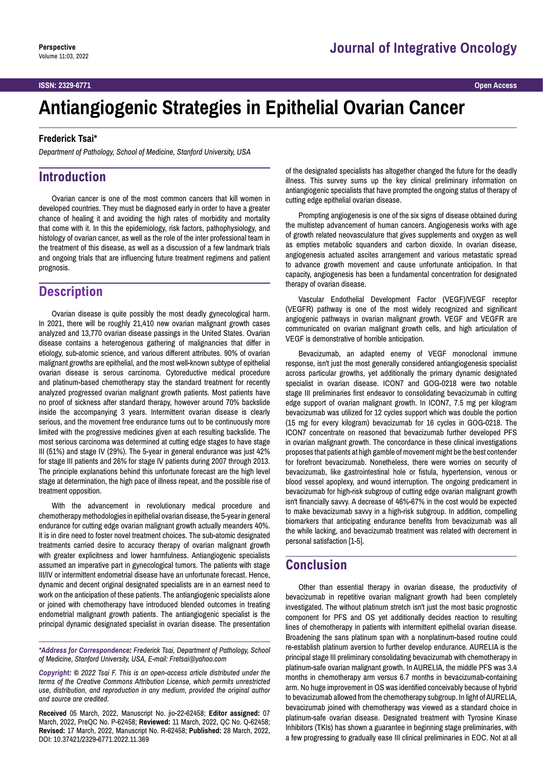# Antiangiogenic Strategies in Epithelial Ovarian Cancer

**Frederick Tsai***

*Department of Pathology, School of Medicine, Stanford University, USA*

## Introduction

Ovarian cancer is one of the most common cancers that kill women in developed countries. They must be diagnosed early in order to have a greater chance of healing it and avoiding the high rates of morbidity and mortality that come with it. In this the epidemiology, risk factors, pathophysiology, and histology of ovarian cancer, as well as the role of the inter professional team in the treatment of this disease, as well as a discussion of a few landmark trials and ongoing trials that are influencing future treatment regimens and patient prognosis.

## Description

Ovarian disease is quite possibly the most deadly gynecological harm. In 2021, there will be roughly 21,410 new ovarian malignant growth cases analyzed and 13,770 ovarian disease passings in the United States. Ovarian disease contains a heterogenous gathering of malignancies that differ in etiology, sub-atomic science, and various different attributes. 90% of ovarian malignant growths are epithelial, and the most well-known subtype of epithelial ovarian disease is serous carcinoma. Cytoreductive medical procedure and platinum-based chemotherapy stay the standard treatment for recently analyzed progressed ovarian malignant growth patients. Most patients have no proof of sickness after standard therapy, however around 70% backslide inside the accompanying 3 years. Intermittent ovarian disease is clearly serious, and the movement free endurance turns out to be continuously more limited with the progressive medicines given at each resulting backslide. The most serious carcinoma was determined at cutting edge stages to have stage III (51%) and stage IV (29%). The 5-year in general endurance was just 42% for stage III patients and 26% for stage IV patients during 2007 through 2013. The principle explanations behind this unfortunate forecast are the high level stage at determination, the high pace of illness repeat, and the possible rise of treatment opposition.

With the advancement in revolutionary medical procedure and chemotherapy methodologies in epithelial ovarian disease, the 5-year in general endurance for cutting edge ovarian malignant growth actually meanders 40%. It is in dire need to foster novel treatment choices. The sub-atomic designated treatments carried desire to accuracy therapy of ovarian malignant growth with greater explicitness and lower harmfulness. Antiangiogenic specialists assumed an imperative part in gynecological tumors. The patients with stage III/IV or intermittent endometrial disease have an unfortunate forecast. Hence, dynamic and decent original designated specialists are in an earnest need to work on the anticipation of these patients. The antiangiogenic specialists alone or joined with chemotherapy have introduced blended outcomes in treating endometrial malignant growth patients. The antiangiogenic specialist is the principal dynamic designated specialist in ovarian disease. The presentation of the designated specialists has altogether changed the future for the deadly illness. This survey sums up the key clinical preliminary information on antiangiogenic specialists that have prompted the ongoing status of therapy of cutting edge epithelial ovarian disease.

Prompting angiogenesis is one of the six signs of disease obtained during the multistep advancement of human cancers. Angiogenesis works with age of growth related neovasculature that gives supplements and oxygen as well as empties metabolic squanders and carbon dioxide. In ovarian disease, angiogenesis actuated ascites arrangement and various metastatic spread to advance growth movement and cause unfortunate anticipation. In that capacity, angiogenesis has been a fundamental concentration for designated therapy of ovarian disease.

Vascular Endothelial Development Factor (VEGF)/VEGF receptor (VEGFR) pathway is one of the most widely recognized and significant angiogenic pathways in ovarian malignant growth. VEGF and VEGFR are communicated on ovarian malignant growth cells, and high articulation of VEGF is demonstrative of horrible anticipation.

Bevacizumab, an adapted enemy of VEGF monoclonal immune response, isn't just the most generally considered antiangiogenesis specialist across particular growths, yet additionally the primary dynamic designated specialist in ovarian disease. ICON7 and GOG-0218 were two notable stage III preliminaries first endeavor to consolidating bevacizumab in cutting edge support of ovarian malignant growth. In ICON7, 7.5 mg per kilogram bevacizumab was utilized for 12 cycles support which was double the portion (15 mg for every kilogram) bevacizumab for 16 cycles in GOG-0218. The ICON7 concentrate on reasoned that bevacizumab further developed PFS in ovarian malignant growth. The concordance in these clinical investigations proposes that patients at high gamble of movement might be the best contender for forefront bevacizumab. Nonetheless, there were worries on security of bevacizumab, like gastrointestinal hole or fistula, hypertension, venous or blood vessel apoplexy, and wound interruption. The ongoing predicament in bevacizumab for high-risk subgroup of cutting edge ovarian malignant growth isn't financially savvy. A decrease of 46%-67% in the cost would be expected to make bevacizumab savvy in a high-risk subgroup. In addition, compelling biomarkers that anticipating endurance benefits from bevacizumab was all the while lacking, and bevacizumab treatment was related with decrement in personal satisfaction [1-5].

## Conclusion

Other than essential therapy in ovarian disease, the productivity of bevacizumab in repetitive ovarian malignant growth had been completely investigated. The without platinum stretch isn't just the most basic prognostic component for PFS and OS yet additionally decides reaction to resulting lines of chemotherapy in patients with intermittent epithelial ovarian disease. Broadening the sans platinum span with a nonplatinum-based routine could re-establish platinum aversion to further develop endurance. AURELIA is the principal stage III preliminary consolidating bevacizumab with chemotherapy in platinum-safe ovarian malignant growth. In AURELIA, the middle PFS was 3.4 months in chemotherapy arm versus 6.7 months in bevacizumab-containing arm. No huge improvement in OS was identified conceivably because of hybrid to bevacizumab allowed from the chemotherapy subgroup. In light of AURELIA, bevacizumab joined with chemotherapy was viewed as a standard choice in platinum-safe ovarian disease. Designated treatment with Tyrosine Kinase Inhibitors (TKIs) has shown a guarantee in beginning stage preliminaries, with a few progressing to gradually ease III clinical preliminaries in EOC. Not at all

---

***Address for Correspondence:** Frederick Tsai, Department of Pathology, School of Medicine, Stanford University, USA, E-mail: Fretsai@yahoo.com*

***Copyright:** © 2022 Tsai F. This is an open-access article distributed under the terms of the Creative Commons Attribution License, which permits unrestricted use, distribution, and reproduction in any medium, provided the original author and source are credited.*

**Received** 05 March, 2022, Manuscript No. jio-22-62458; **Editor assigned:** 07 March, 2022, PreQC No. P-62458; **Reviewed:** 11 March, 2022, QC No. Q-62458; **Revised:** 17 March, 2022, Manuscript No. R-62458; **Published:** 28 March, 2022, DOI: 10.37421/2329-6771.2022.11.369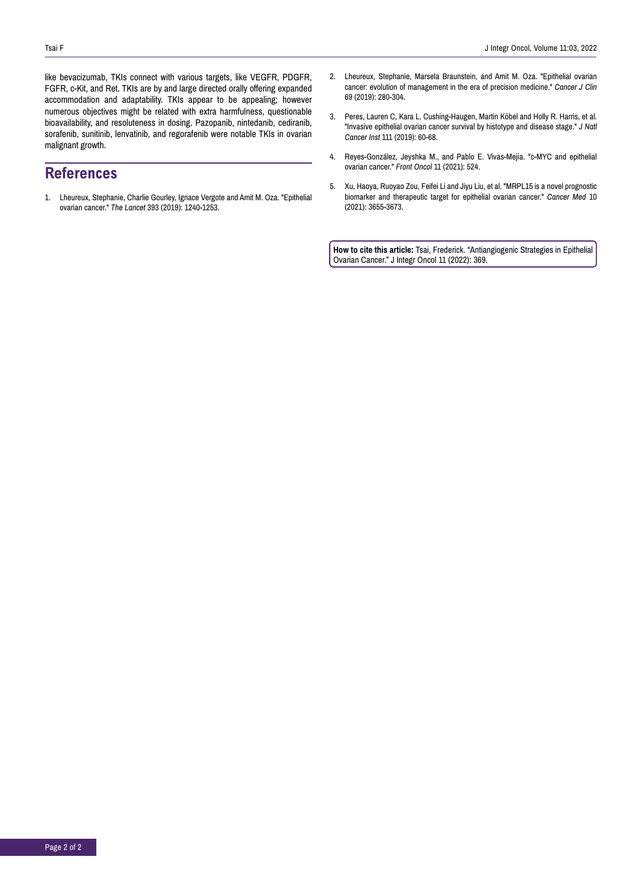like bevacizumab, TKIs connect with various targets, like VEGFR, PDGFR, FGFR, c-Kit, and Ret. TKIs are by and large directed orally offering expanded accommodation and adaptability. TKIs appear to be appealing; however numerous objectives might be related with extra harmfulness, questionable bioavailability, and resoluteness in dosing. Pazopanib, nintedanib, cediranib, sorafenib, sunitinib, lenvatinib, and regorafenib were notable TKIs in ovarian malignant growth.

## References

1. Lheureux, Stephanie, Charlie Gourley, Ignace Vergote and Amit M. Oza. "Epithelial ovarian cancer." *The Lancet* 393 (2019): 1240-1253.
2. Lheureux, Stephanie, Marsela Braunstein, and Amit M. Oza. "Epithelial ovarian cancer: evolution of management in the era of precision medicine." *Cancer J Clin* 69 (2019): 280-304.
3. Peres, Lauren C, Kara L. Cushing-Haugen, Martin Köbel and Holly R. Harris, et al. "Invasive epithelial ovarian cancer survival by histotype and disease stage." *J Natl Cancer Inst* 111 (2019): 60-68.
4. Reyes-González, Jeyshka M., and Pablo E. Vivas-Mejía. "c-MYC and epithelial ovarian cancer." *Front Oncol* 11 (2021): 524.
5. Xu, Haoya, Ruoyao Zou, Feifei Li and Jiyu Liu, et al. "MRPL15 is a novel prognostic biomarker and therapeutic target for epithelial ovarian cancer." *Cancer Med* 10 (2021): 3655-3673.

**How to cite this article:** Tsai, Frederick. "Antiangiogenic Strategies in Epithelial Ovarian Cancer." J Integr Oncol 11 (2022): 369.